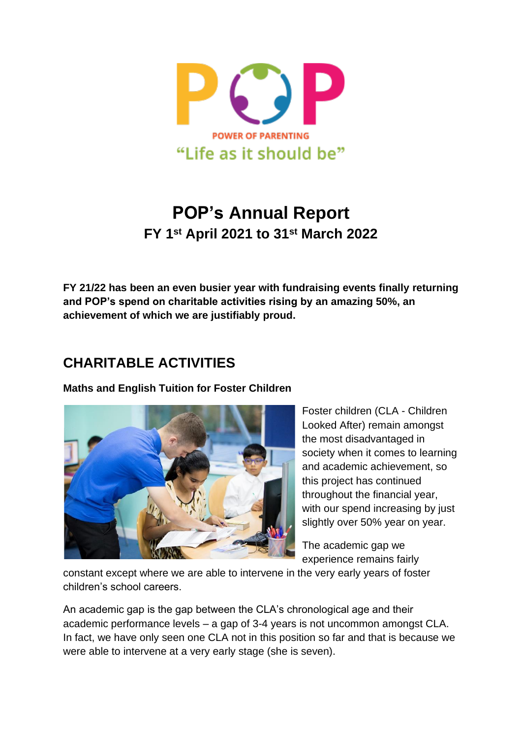POWER OF PARENTING

"Life as it should be"

# POP's Annual Report

## FY 1st April 2021 to 31st March 2022

**FY 21/22 has been an even busier year with fundraising events finally returning and POP's spend on charitable activities rising by an amazing 50%, an achievement of which we are justifiably proud.**

## CHARITABLE ACTIVITIES

**Maths and English Tuition for Foster Children**

Foster children (CLA - Children Looked After) remain amongst the most disadvantaged in society when it comes to learning and academic achievement, so this project has continued throughout the financial year, with our spend increasing by just slightly over 50% year on year.

The academic gap we experience remains fairly constant except where we are able to intervene in the very early years of foster children's school careers.

An academic gap is the gap between the CLA's chronological age and their academic performance levels – a gap of 3-4 years is not uncommon amongst CLA. In fact, we have only seen one CLA not in this position so far and that is because we were able to intervene at a very early stage (she is seven).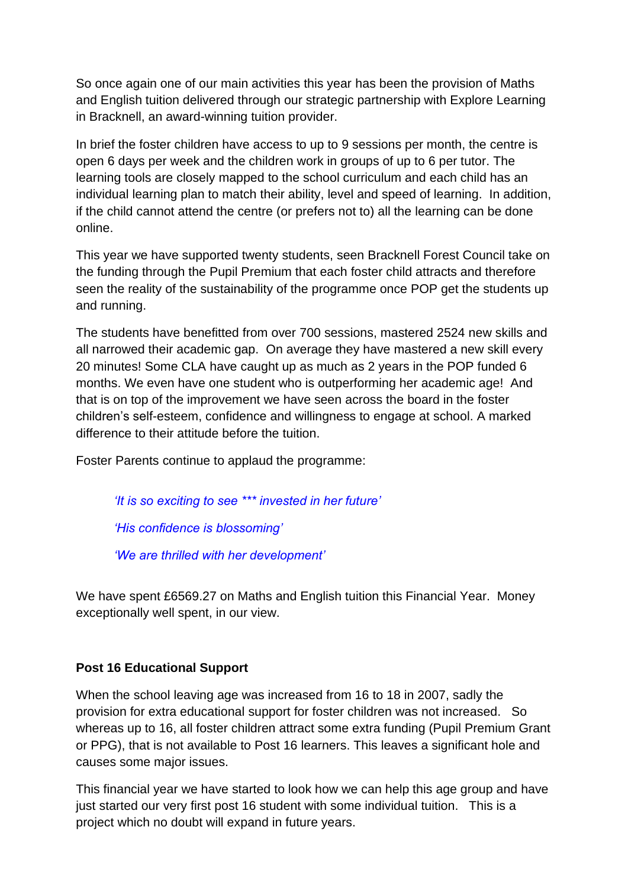So once again one of our main activities this year has been the provision of Maths and English tuition delivered through our strategic partnership with Explore Learning in Bracknell, an award-winning tuition provider.

In brief the foster children have access to up to 9 sessions per month, the centre is open 6 days per week and the children work in groups of up to 6 per tutor. The learning tools are closely mapped to the school curriculum and each child has an individual learning plan to match their ability, level and speed of learning. In addition, if the child cannot attend the centre (or prefers not to) all the learning can be done online.

This year we have supported twenty students, seen Bracknell Forest Council take on the funding through the Pupil Premium that each foster child attracts and therefore seen the reality of the sustainability of the programme once POP get the students up and running.

The students have benefitted from over 700 sessions, mastered 2524 new skills and all narrowed their academic gap. On average they have mastered a new skill every 20 minutes! Some CLA have caught up as much as 2 years in the POP funded 6 months. We even have one student who is outperforming her academic age! And that is on top of the improvement we have seen across the board in the foster children's self-esteem, confidence and willingness to engage at school. A marked difference to their attitude before the tuition.

Foster Parents continue to applaud the programme:

> *'It is so exciting to see *** invested in her future'*
>
> *'His confidence is blossoming'*
>
> *'We are thrilled with her development'*

We have spent £6569.27 on Maths and English tuition this Financial Year. Money exceptionally well spent, in our view.

**Post 16 Educational Support**

When the school leaving age was increased from 16 to 18 in 2007, sadly the provision for extra educational support for foster children was not increased. So whereas up to 16, all foster children attract some extra funding (Pupil Premium Grant or PPG), that is not available to Post 16 learners. This leaves a significant hole and causes some major issues.

This financial year we have started to look how we can help this age group and have just started our very first post 16 student with some individual tuition. This is a project which no doubt will expand in future years.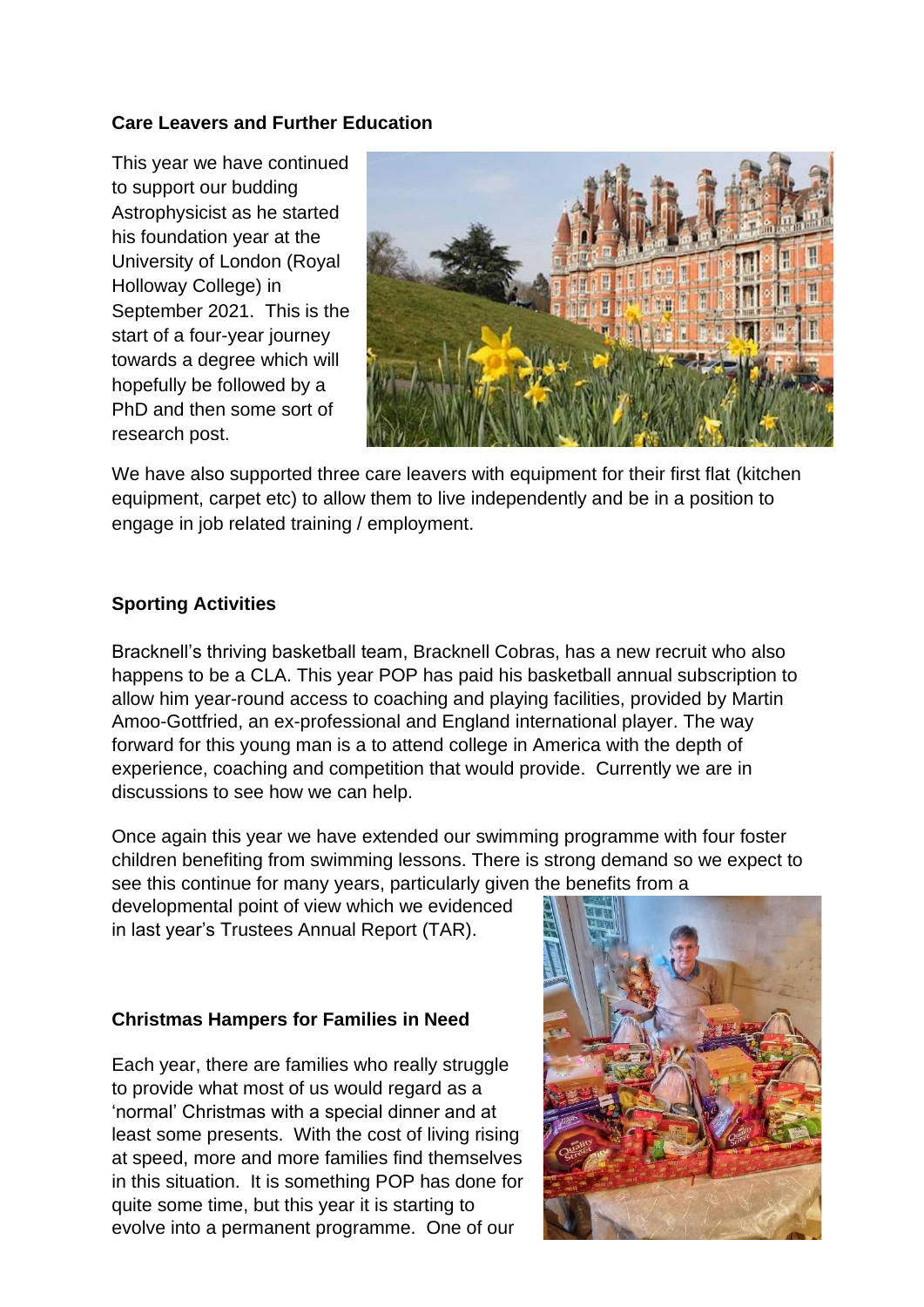**Care Leavers and Further Education**

This year we have continued to support our budding Astrophysicist as he started his foundation year at the University of London (Royal Holloway College) in September 2021. This is the start of a four-year journey towards a degree which will hopefully be followed by a PhD and then some sort of research post.

We have also supported three care leavers with equipment for their first flat (kitchen equipment, carpet etc) to allow them to live independently and be in a position to engage in job related training / employment.

**Sporting Activities**

Bracknell's thriving basketball team, Bracknell Cobras, has a new recruit who also happens to be a CLA. This year POP has paid his basketball annual subscription to allow him year-round access to coaching and playing facilities, provided by Martin Amoo-Gottfried, an ex-professional and England international player. The way forward for this young man is a to attend college in America with the depth of experience, coaching and competition that would provide. Currently we are in discussions to see how we can help.

Once again this year we have extended our swimming programme with four foster children benefiting from swimming lessons. There is strong demand so we expect to see this continue for many years, particularly given the benefits from a developmental point of view which we evidenced in last year's Trustees Annual Report (TAR).

**Christmas Hampers for Families in Need**

Each year, there are families who really struggle to provide what most of us would regard as a 'normal' Christmas with a special dinner and at least some presents. With the cost of living rising at speed, more and more families find themselves in this situation. It is something POP has done for quite some time, but this year it is starting to evolve into a permanent programme. One of our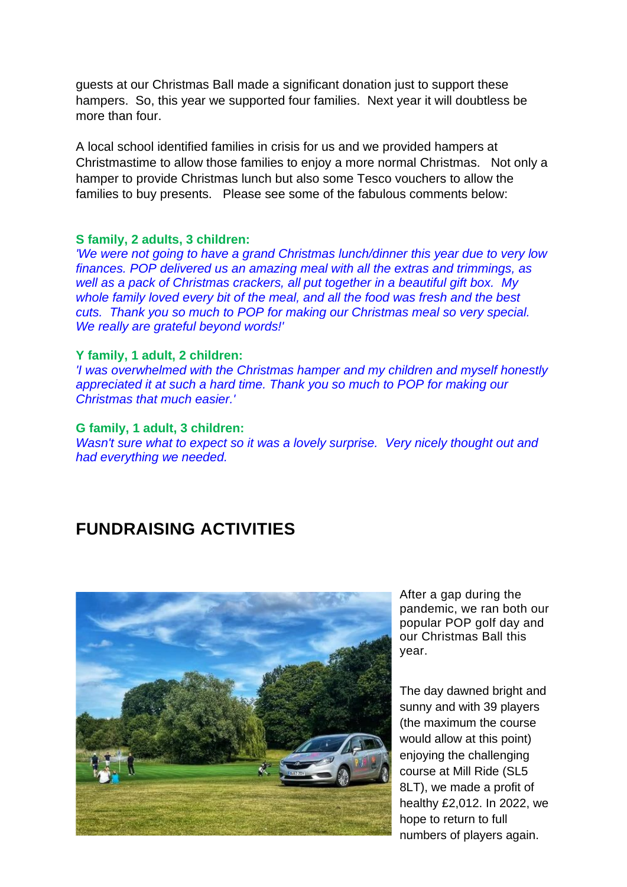guests at our Christmas Ball made a significant donation just to support these hampers. So, this year we supported four families. Next year it will doubtless be more than four.

A local school identified families in crisis for us and we provided hampers at Christmastime to allow those families to enjoy a more normal Christmas. Not only a hamper to provide Christmas lunch but also some Tesco vouchers to allow the families to buy presents. Please see some of the fabulous comments below:

**S family, 2 adults, 3 children:**
*'We were not going to have a grand Christmas lunch/dinner this year due to very low finances. POP delivered us an amazing meal with all the extras and trimmings, as well as a pack of Christmas crackers, all put together in a beautiful gift box. My whole family loved every bit of the meal, and all the food was fresh and the best cuts. Thank you so much to POP for making our Christmas meal so very special. We really are grateful beyond words!'*

**Y family, 1 adult, 2 children:**
*'I was overwhelmed with the Christmas hamper and my children and myself honestly appreciated it at such a hard time. Thank you so much to POP for making our Christmas that much easier.'*

**G family, 1 adult, 3 children:**
*Wasn't sure what to expect so it was a lovely surprise. Very nicely thought out and had everything we needed.*

## FUNDRAISING ACTIVITIES

After a gap during the pandemic, we ran both our popular POP golf day and our Christmas Ball this year.

The day dawned bright and sunny and with 39 players (the maximum the course would allow at this point) enjoying the challenging course at Mill Ride (SL5 8LT), we made a profit of healthy £2,012. In 2022, we hope to return to full numbers of players again.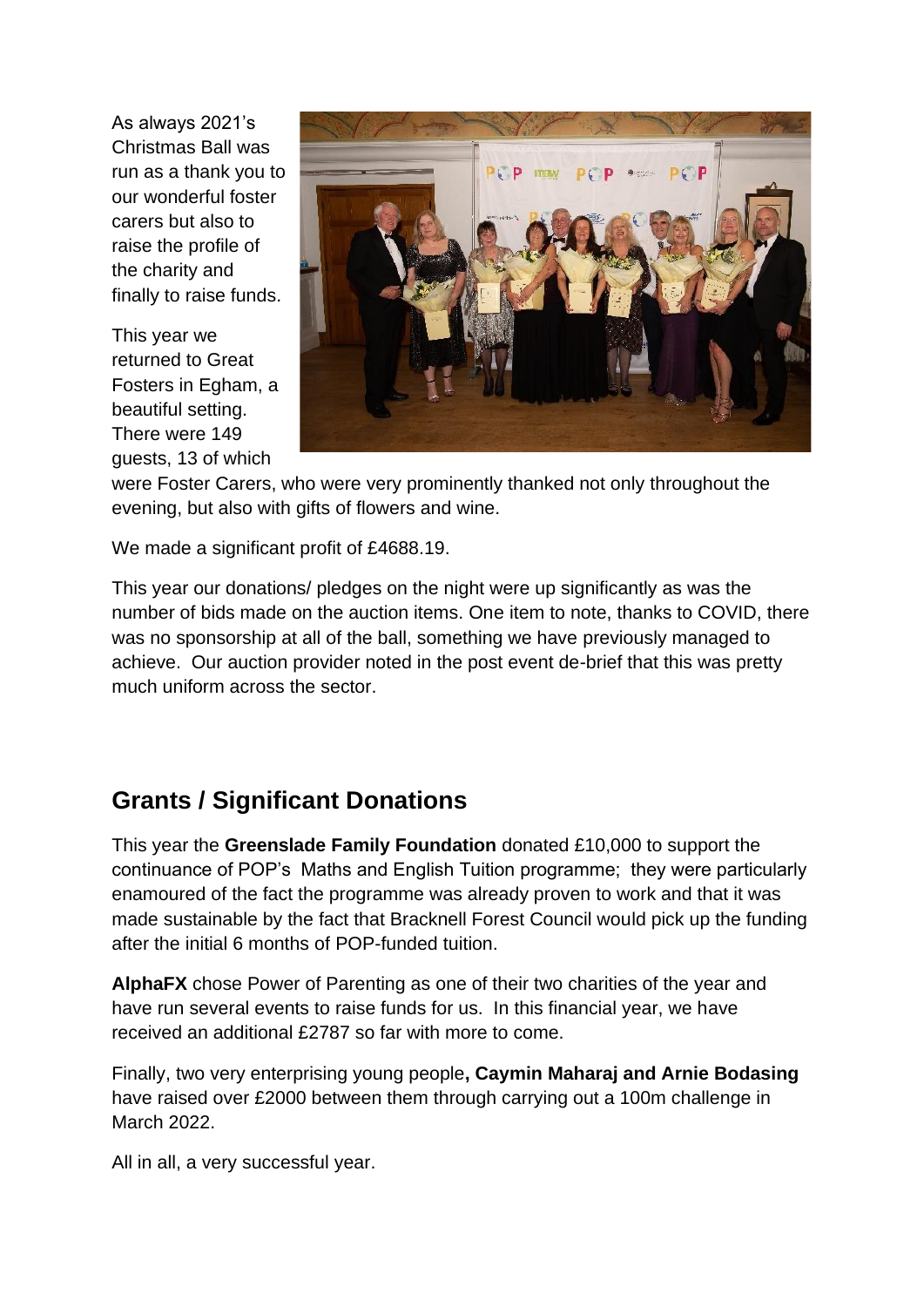As always 2021's Christmas Ball was run as a thank you to our wonderful foster carers but also to raise the profile of the charity and finally to raise funds.

This year we returned to Great Fosters in Egham, a beautiful setting. There were 149 guests, 13 of which were Foster Carers, who were very prominently thanked not only throughout the evening, but also with gifts of flowers and wine.

We made a significant profit of £4688.19.

This year our donations/ pledges on the night were up significantly as was the number of bids made on the auction items. One item to note, thanks to COVID, there was no sponsorship at all of the ball, something we have previously managed to achieve. Our auction provider noted in the post event de-brief that this was pretty much uniform across the sector.

## Grants / Significant Donations

This year the **Greenslade Family Foundation** donated £10,000 to support the continuance of POP's Maths and English Tuition programme; they were particularly enamoured of the fact the programme was already proven to work and that it was made sustainable by the fact that Bracknell Forest Council would pick up the funding after the initial 6 months of POP-funded tuition.

**AlphaFX** chose Power of Parenting as one of their two charities of the year and have run several events to raise funds for us. In this financial year, we have received an additional £2787 so far with more to come.

Finally, two very enterprising young people**, Caymin Maharaj and Arnie Bodasing** have raised over £2000 between them through carrying out a 100m challenge in March 2022.

All in all, a very successful year.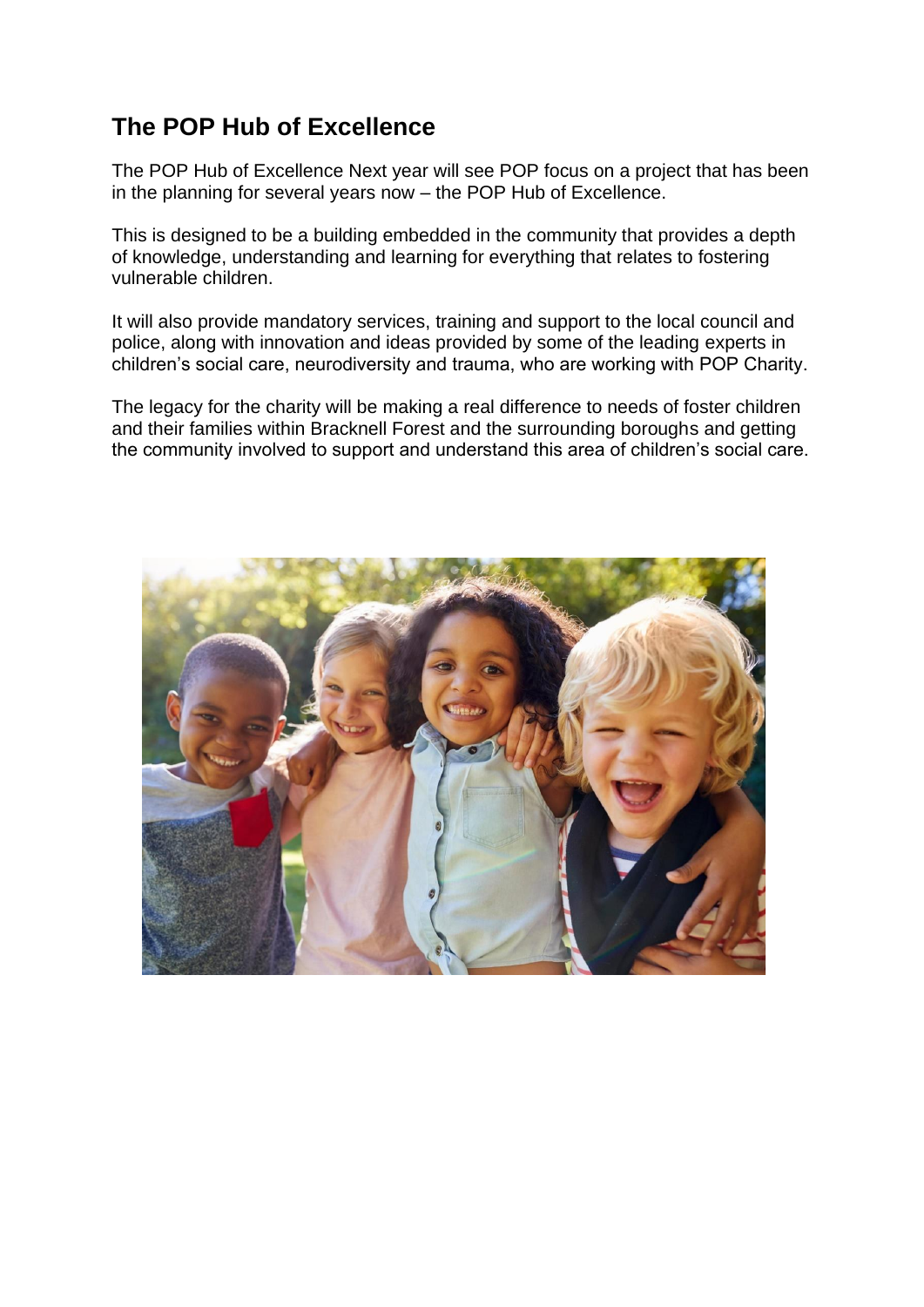## The POP Hub of Excellence

The POP Hub of Excellence Next year will see POP focus on a project that has been in the planning for several years now – the POP Hub of Excellence.

This is designed to be a building embedded in the community that provides a depth of knowledge, understanding and learning for everything that relates to fostering vulnerable children.

It will also provide mandatory services, training and support to the local council and police, along with innovation and ideas provided by some of the leading experts in children's social care, neurodiversity and trauma, who are working with POP Charity.

The legacy for the charity will be making a real difference to needs of foster children and their families within Bracknell Forest and the surrounding boroughs and getting the community involved to support and understand this area of children's social care.